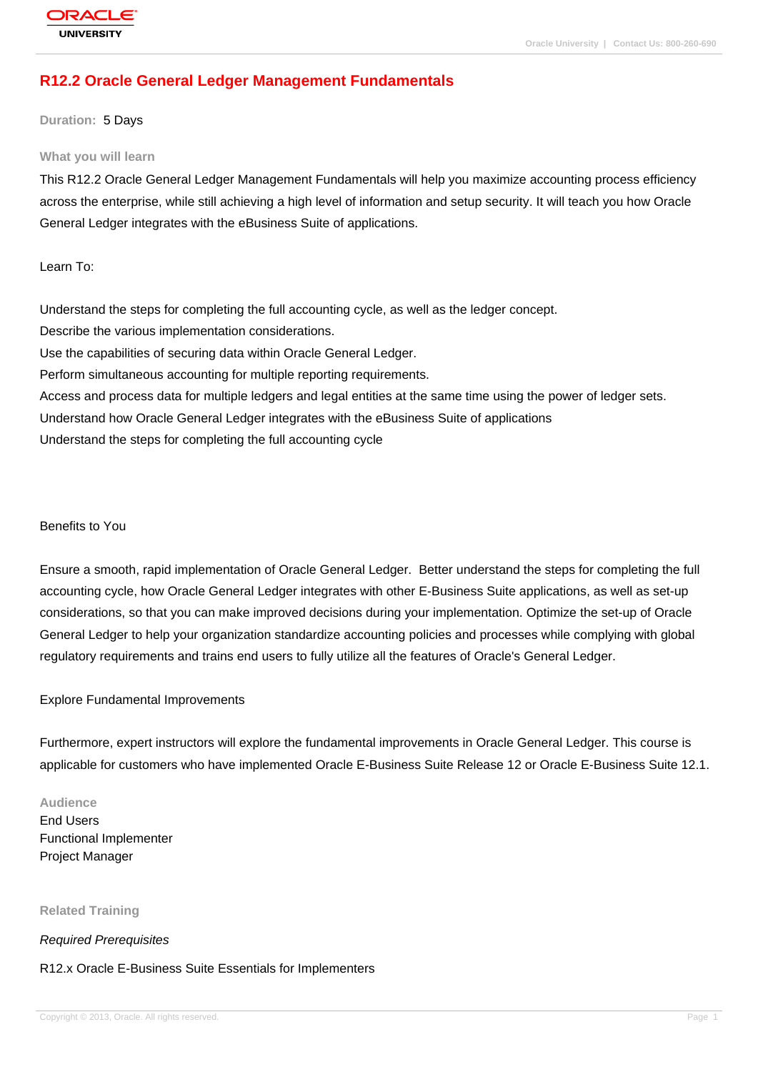# R12.2 Oracle General Ledger Management Fundamentals

**Duration:** 5 Days

## What you will learn

This R12.2 Oracle General Ledger Management Fundamentals will help you maximize accounting process efficiency across the enterprise, while still achieving a high level of information and setup security. It will teach you how Oracle General Ledger integrates with the eBusiness Suite of applications.

Learn To:

Understand the steps for completing the full accounting cycle, as well as the ledger concept.
Describe the various implementation considerations.
Use the capabilities of securing data within Oracle General Ledger.
Perform simultaneous accounting for multiple reporting requirements.
Access and process data for multiple ledgers and legal entities at the same time using the power of ledger sets.
Understand how Oracle General Ledger integrates with the eBusiness Suite of applications
Understand the steps for completing the full accounting cycle

Benefits to You

Ensure a smooth, rapid implementation of Oracle General Ledger. Better understand the steps for completing the full accounting cycle, how Oracle General Ledger integrates with other E-Business Suite applications, as well as set-up considerations, so that you can make improved decisions during your implementation. Optimize the set-up of Oracle General Ledger to help your organization standardize accounting policies and processes while complying with global regulatory requirements and trains end users to fully utilize all the features of Oracle's General Ledger.

Explore Fundamental Improvements

Furthermore, expert instructors will explore the fundamental improvements in Oracle General Ledger. This course is applicable for customers who have implemented Oracle E-Business Suite Release 12 or Oracle E-Business Suite 12.1.

## Audience

End Users
Functional Implementer
Project Manager

## Related Training

*Required Prerequisites*

R12.x Oracle E-Business Suite Essentials for Implementers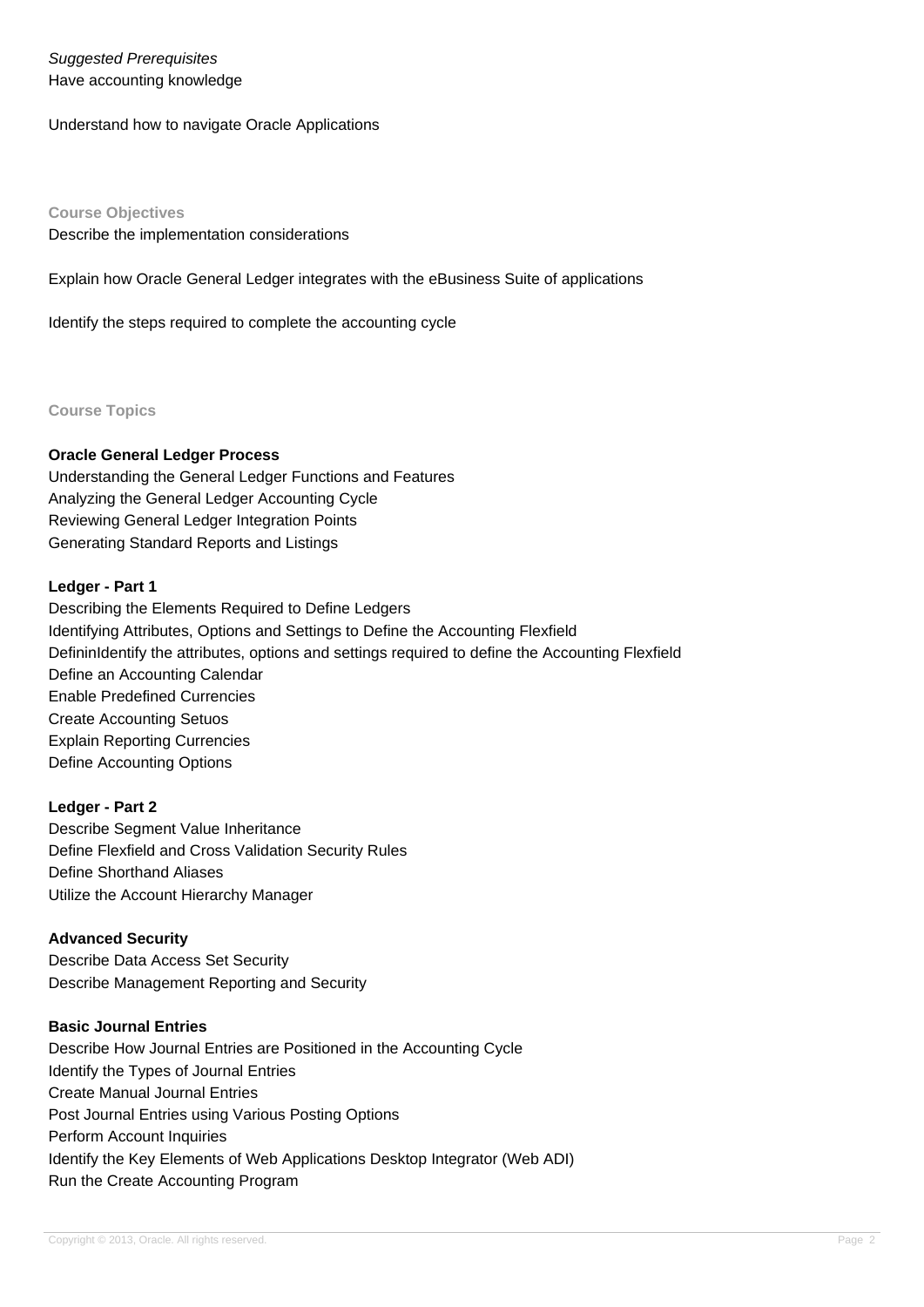*Suggested Prerequisites*
Have accounting knowledge

Understand how to navigate Oracle Applications

**Course Objectives**

Describe the implementation considerations

Explain how Oracle General Ledger integrates with the eBusiness Suite of applications

Identify the steps required to complete the accounting cycle

**Course Topics**

**Oracle General Ledger Process**
Understanding the General Ledger Functions and Features
Analyzing the General Ledger Accounting Cycle
Reviewing General Ledger Integration Points
Generating Standard Reports and Listings

**Ledger - Part 1**
Describing the Elements Required to Define Ledgers
Identifying Attributes, Options and Settings to Define the Accounting Flexfield
DefininIdentify the attributes, options and settings required to define the Accounting Flexfield
Define an Accounting Calendar
Enable Predefined Currencies
Create Accounting Setuos
Explain Reporting Currencies
Define Accounting Options

**Ledger - Part 2**
Describe Segment Value Inheritance
Define Flexfield and Cross Validation Security Rules
Define Shorthand Aliases
Utilize the Account Hierarchy Manager

**Advanced Security**
Describe Data Access Set Security
Describe Management Reporting and Security

**Basic Journal Entries**
Describe How Journal Entries are Positioned in the Accounting Cycle
Identify the Types of Journal Entries
Create Manual Journal Entries
Post Journal Entries using Various Posting Options
Perform Account Inquiries
Identify the Key Elements of Web Applications Desktop Integrator (Web ADI)
Run the Create Accounting Program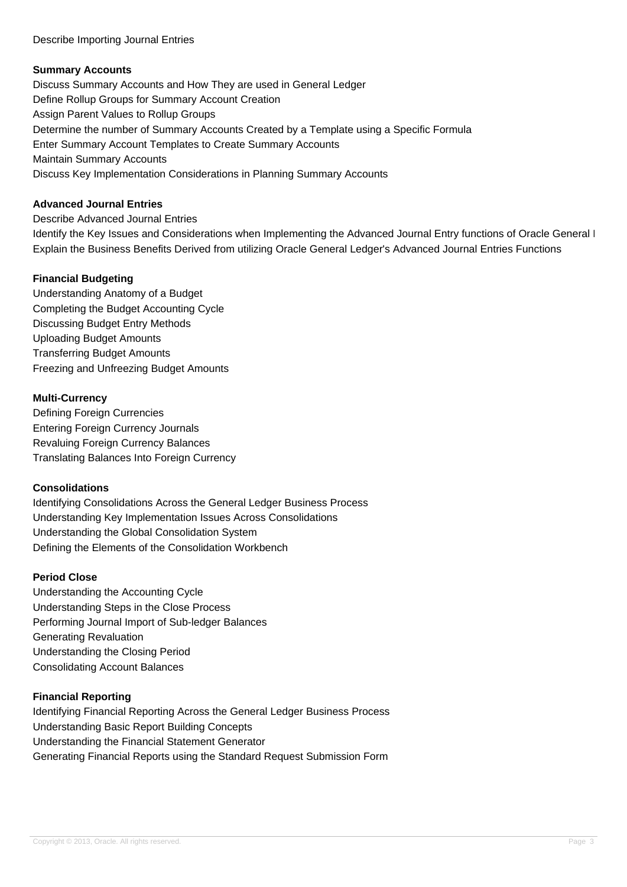Describe Importing Journal Entries

**Summary Accounts**

Discuss Summary Accounts and How They are used in General Ledger
Define Rollup Groups for Summary Account Creation
Assign Parent Values to Rollup Groups
Determine the number of Summary Accounts Created by a Template using a Specific Formula
Enter Summary Account Templates to Create Summary Accounts
Maintain Summary Accounts
Discuss Key Implementation Considerations in Planning Summary Accounts

**Advanced Journal Entries**

Describe Advanced Journal Entries
Identify the Key Issues and Considerations when Implementing the Advanced Journal Entry functions of Oracle General l
Explain the Business Benefits Derived from utilizing Oracle General Ledger's Advanced Journal Entries Functions

**Financial Budgeting**

Understanding Anatomy of a Budget
Completing the Budget Accounting Cycle
Discussing Budget Entry Methods
Uploading Budget Amounts
Transferring Budget Amounts
Freezing and Unfreezing Budget Amounts

**Multi-Currency**

Defining Foreign Currencies
Entering Foreign Currency Journals
Revaluing Foreign Currency Balances
Translating Balances Into Foreign Currency

**Consolidations**

Identifying Consolidations Across the General Ledger Business Process
Understanding Key Implementation Issues Across Consolidations
Understanding the Global Consolidation System
Defining the Elements of the Consolidation Workbench

**Period Close**

Understanding the Accounting Cycle
Understanding Steps in the Close Process
Performing Journal Import of Sub-ledger Balances
Generating Revaluation
Understanding the Closing Period
Consolidating Account Balances

**Financial Reporting**

Identifying Financial Reporting Across the General Ledger Business Process
Understanding Basic Report Building Concepts
Understanding the Financial Statement Generator
Generating Financial Reports using the Standard Request Submission Form